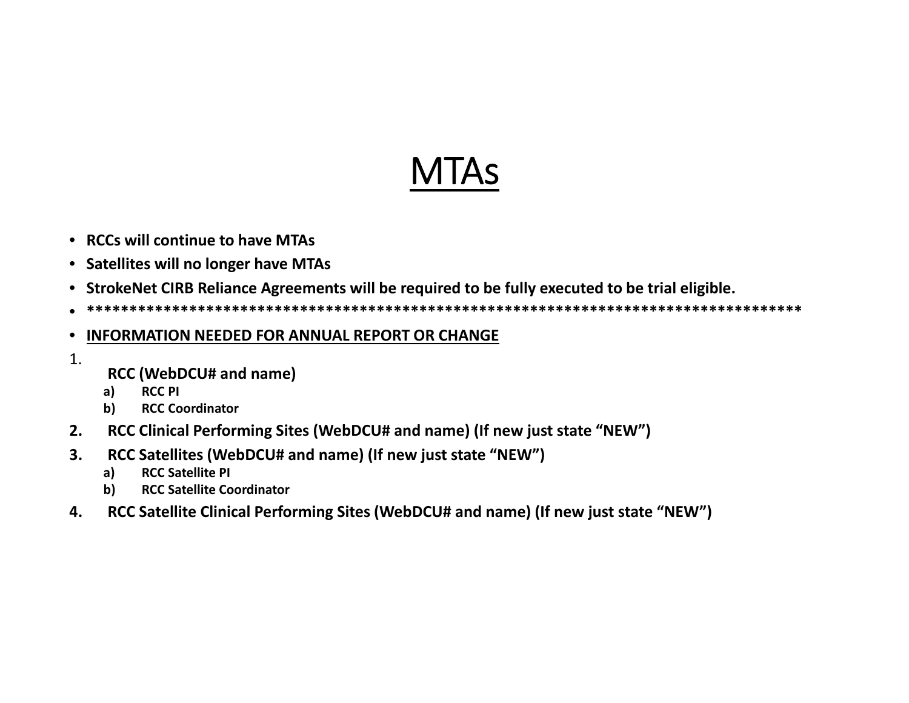# MTAs

- **RCCs will continue to have MTAs**
- **Satellites will no longer have MTAs**
- **StrokeNet CIRB Reliance Agreements will be required to be fully executed to be trial eligible.**
- **************************************************************************************
- **INFORMATION NEEDED FOR ANNUAL REPORT OR CHANGE**

1. **RCC (WebDCU# and name)**
   a) **RCC PI**
   b) **RCC Coordinator**
2. **RCC Clinical Performing Sites (WebDCU# and name) (If new just state "NEW")**
3. **RCC Satellites (WebDCU# and name) (If new just state "NEW")**
   a) **RCC Satellite PI**
   b) **RCC Satellite Coordinator**
4. **RCC Satellite Clinical Performing Sites (WebDCU# and name) (If new just state "NEW")**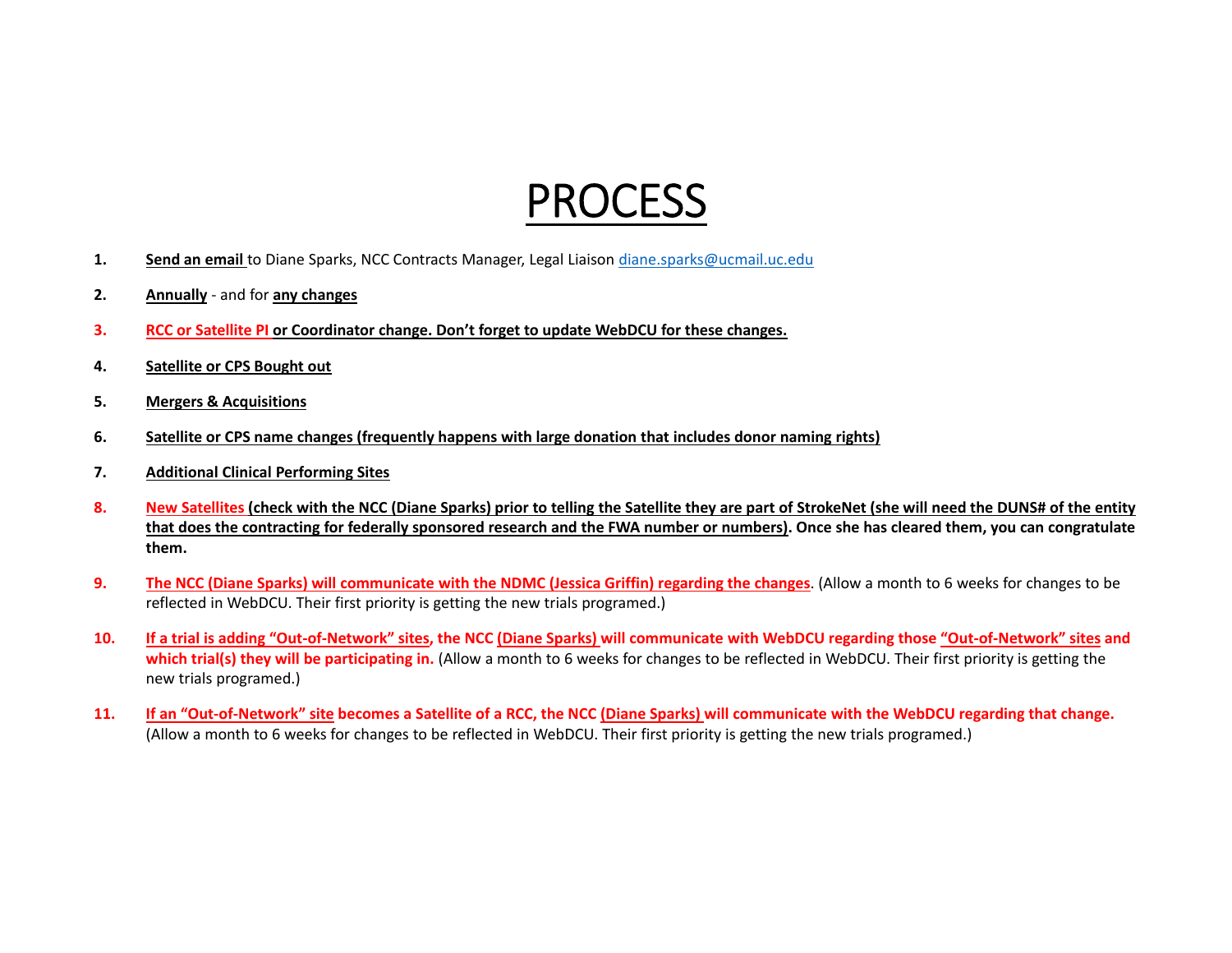# PROCESS

1. **Send an email** to Diane Sparks, NCC Contracts Manager, Legal Liaison diane.sparks@ucmail.uc.edu
2. **Annually** - and for **any changes**
3. **RCC or Satellite PI or Coordinator change. Don't forget to update WebDCU for these changes.**
4. **Satellite or CPS Bought out**
5. **Mergers & Acquisitions**
6. **Satellite or CPS name changes (frequently happens with large donation that includes donor naming rights)**
7. **Additional Clinical Performing Sites**
8. **New Satellites (check with the NCC (Diane Sparks) prior to telling the Satellite they are part of StrokeNet (she will need the DUNS# of the entity that does the contracting for federally sponsored research and the FWA number or numbers). Once she has cleared them, you can congratulate them.**
9. **The NCC (Diane Sparks) will communicate with the NDMC (Jessica Griffin) regarding the changes**. (Allow a month to 6 weeks for changes to be reflected in WebDCU. Their first priority is getting the new trials programed.)
10. **If a trial is adding "Out-of-Network" sites, the NCC (Diane Sparks) will communicate with WebDCU regarding those "Out-of-Network" sites and which trial(s) they will be participating in.** (Allow a month to 6 weeks for changes to be reflected in WebDCU. Their first priority is getting the new trials programed.)
11. **If an "Out-of-Network" site becomes a Satellite of a RCC, the NCC (Diane Sparks) will communicate with the WebDCU regarding that change.** (Allow a month to 6 weeks for changes to be reflected in WebDCU. Their first priority is getting the new trials programed.)